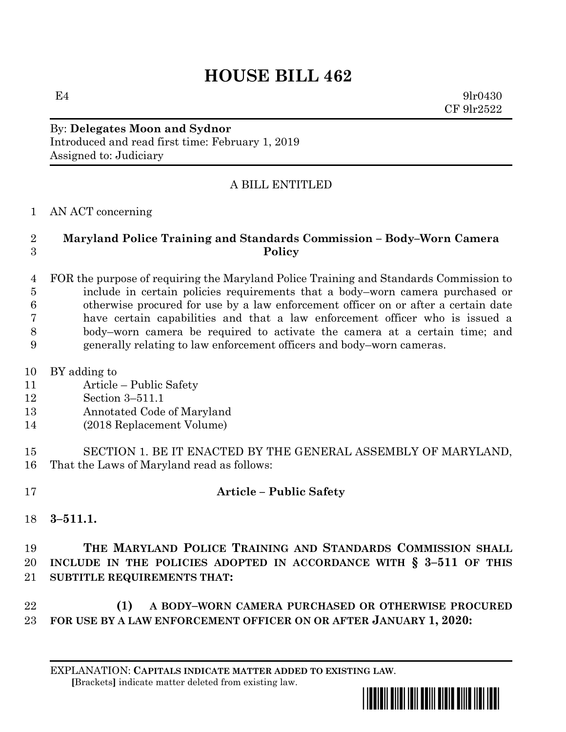# HOUSE BILL 462

E4 9lr0430
CF 9lr2522

By: **Delegates Moon and Sydnor**
Introduced and read first time: February 1, 2019
Assigned to: Judiciary

A BILL ENTITLED

AN ACT concerning

**Maryland Police Training and Standards Commission – Body–Worn Camera Policy**

FOR the purpose of requiring the Maryland Police Training and Standards Commission to include in certain policies requirements that a body–worn camera purchased or otherwise procured for use by a law enforcement officer on or after a certain date have certain capabilities and that a law enforcement officer who is issued a body–worn camera be required to activate the camera at a certain time; and generally relating to law enforcement officers and body–worn cameras.

BY adding to
Article – Public Safety
Section 3–511.1
Annotated Code of Maryland
(2018 Replacement Volume)

SECTION 1. BE IT ENACTED BY THE GENERAL ASSEMBLY OF MARYLAND, That the Laws of Maryland read as follows:

**Article – Public Safety**

**3–511.1.**

**THE MARYLAND POLICE TRAINING AND STANDARDS COMMISSION SHALL INCLUDE IN THE POLICIES ADOPTED IN ACCORDANCE WITH § 3–511 OF THIS SUBTITLE REQUIREMENTS THAT:**

**(1) A BODY–WORN CAMERA PURCHASED OR OTHERWISE PROCURED FOR USE BY A LAW ENFORCEMENT OFFICER ON OR AFTER JANUARY 1, 2020:**

EXPLANATION: **CAPITALS INDICATE MATTER ADDED TO EXISTING LAW**.
[Brackets] indicate matter deleted from existing law.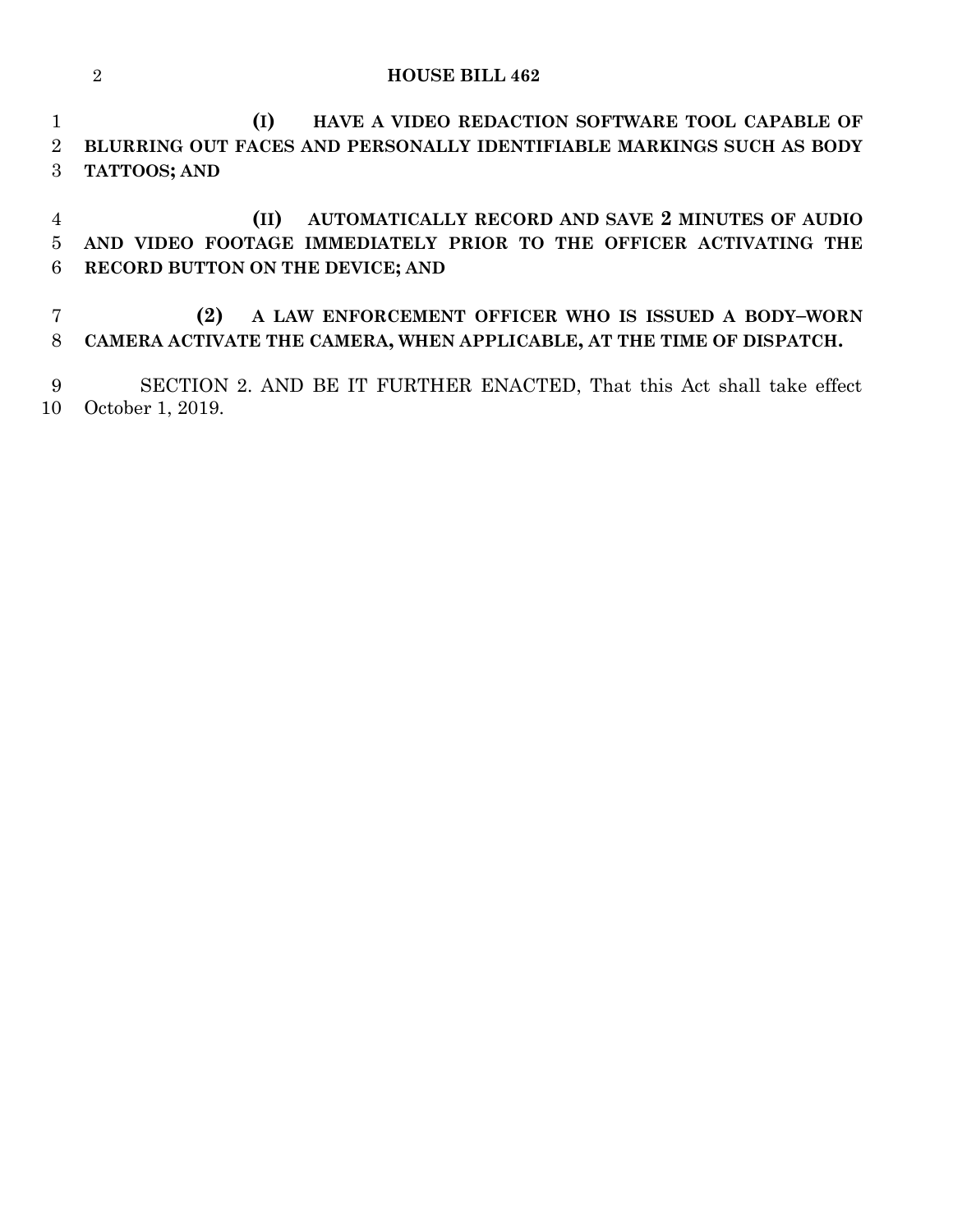**(I) HAVE A VIDEO REDACTION SOFTWARE TOOL CAPABLE OF BLURRING OUT FACES AND PERSONALLY IDENTIFIABLE MARKINGS SUCH AS BODY TATTOOS; AND**

**(II) AUTOMATICALLY RECORD AND SAVE 2 MINUTES OF AUDIO AND VIDEO FOOTAGE IMMEDIATELY PRIOR TO THE OFFICER ACTIVATING THE RECORD BUTTON ON THE DEVICE; AND**

**(2) A LAW ENFORCEMENT OFFICER WHO IS ISSUED A BODY–WORN CAMERA ACTIVATE THE CAMERA, WHEN APPLICABLE, AT THE TIME OF DISPATCH.**

SECTION 2. AND BE IT FURTHER ENACTED, That this Act shall take effect October 1, 2019.